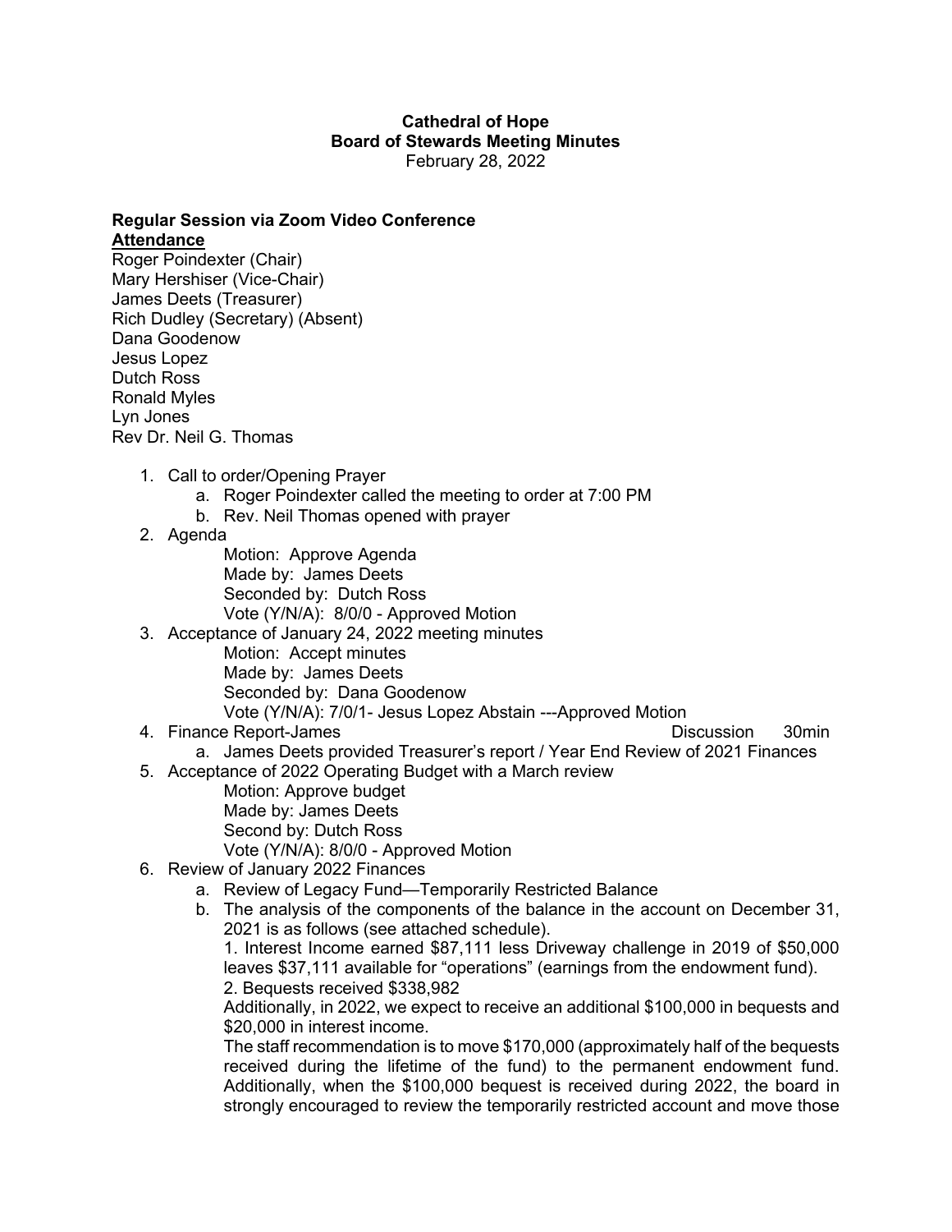**Cathedral of Hope**
**Board of Stewards Meeting Minutes**
February 28, 2022

**Regular Session via Zoom Video Conference**

**Attendance**

Roger Poindexter (Chair)
Mary Hershiser (Vice-Chair)
James Deets (Treasurer)
Rich Dudley (Secretary) (Absent)
Dana Goodenow
Jesus Lopez
Dutch Ross
Ronald Myles
Lyn Jones
Rev Dr. Neil G. Thomas

1. Call to order/Opening Prayer
   a. Roger Poindexter called the meeting to order at 7:00 PM
   b. Rev. Neil Thomas opened with prayer
2. Agenda

   Motion: Approve Agenda
   Made by: James Deets
   Seconded by: Dutch Ross
   Vote (Y/N/A): 8/0/0 - Approved Motion
3. Acceptance of January 24, 2022 meeting minutes

   Motion: Accept minutes
   Made by: James Deets
   Seconded by: Dana Goodenow
   Vote (Y/N/A): 7/0/1- Jesus Lopez Abstain ---Approved Motion
4. Finance Report-James — Discussion 30min
   a. James Deets provided Treasurer's report / Year End Review of 2021 Finances
5. Acceptance of 2022 Operating Budget with a March review

   Motion: Approve budget
   Made by: James Deets
   Second by: Dutch Ross
   Vote (Y/N/A): 8/0/0 - Approved Motion
6. Review of January 2022 Finances
   a. Review of Legacy Fund—Temporarily Restricted Balance
   b. The analysis of the components of the balance in the account on December 31, 2021 is as follows (see attached schedule).

      1. Interest Income earned $87,111 less Driveway challenge in 2019 of $50,000 leaves $37,111 available for "operations" (earnings from the endowment fund).

      2. Bequests received $338,982

      Additionally, in 2022, we expect to receive an additional $100,000 in bequests and $20,000 in interest income.

      The staff recommendation is to move $170,000 (approximately half of the bequests received during the lifetime of the fund) to the permanent endowment fund. Additionally, when the $100,000 bequest is received during 2022, the board in strongly encouraged to review the temporarily restricted account and move those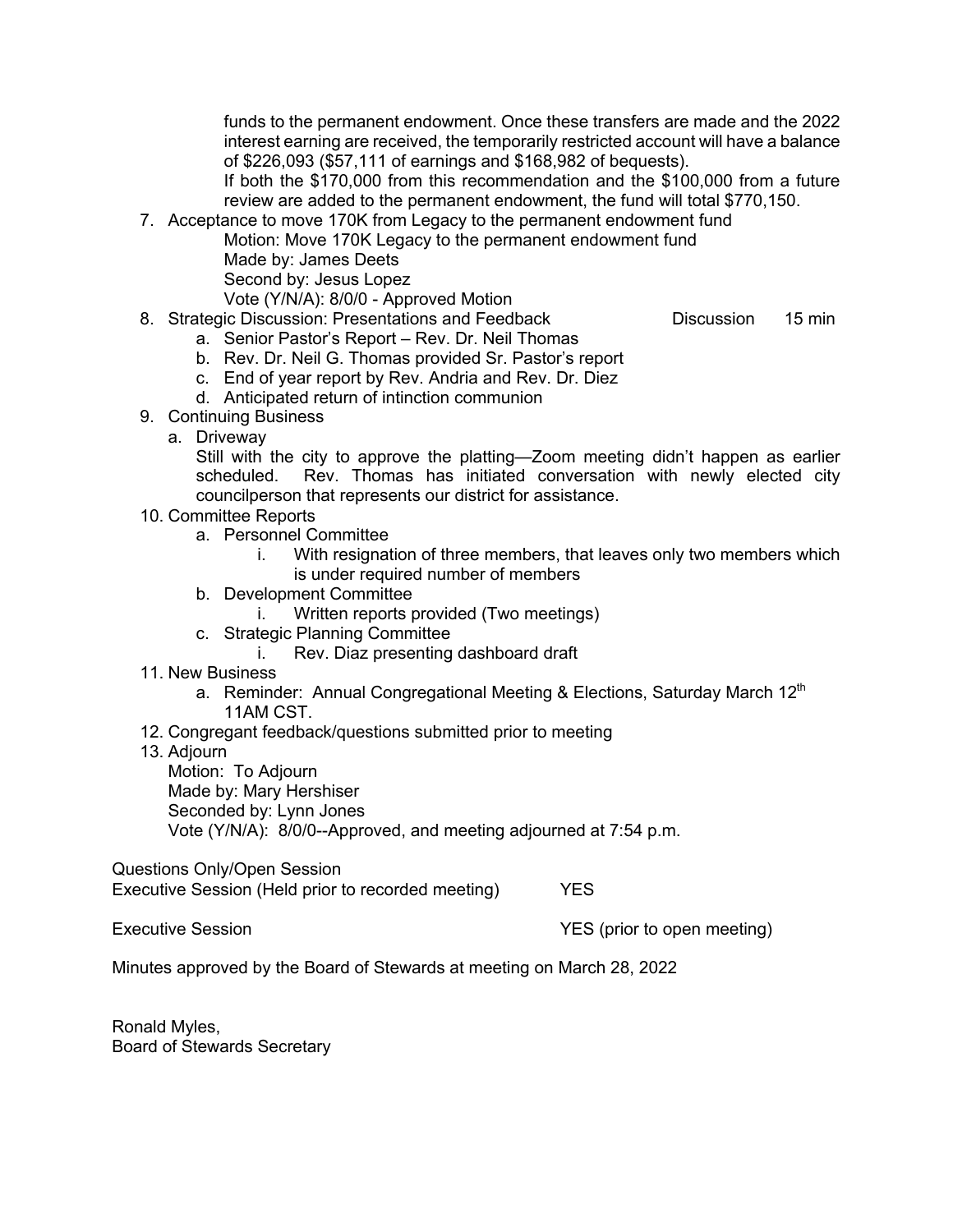funds to the permanent endowment. Once these transfers are made and the 2022 interest earning are received, the temporarily restricted account will have a balance of $226,093 ($57,111 of earnings and $168,982 of bequests).

If both the $170,000 from this recommendation and the $100,000 from a future review are added to the permanent endowment, the fund will total $770,150.

7. Acceptance to move 170K from Legacy to the permanent endowment fund

   Motion: Move 170K Legacy to the permanent endowment fund
   Made by: James Deets
   Second by: Jesus Lopez
   Vote (Y/N/A): 8/0/0 - Approved Motion

8. Strategic Discussion: Presentations and Feedback — Discussion — 15 min
   a. Senior Pastor's Report – Rev. Dr. Neil Thomas
   b. Rev. Dr. Neil G. Thomas provided Sr. Pastor's report
   c. End of year report by Rev. Andria and Rev. Dr. Diez
   d. Anticipated return of intinction communion
9. Continuing Business
   a. Driveway

      Still with the city to approve the platting—Zoom meeting didn't happen as earlier scheduled. Rev. Thomas has initiated conversation with newly elected city councilperson that represents our district for assistance.
10. Committee Reports
    a. Personnel Committee
       i. With resignation of three members, that leaves only two members which is under required number of members
    b. Development Committee
       i. Written reports provided (Two meetings)
    c. Strategic Planning Committee
       i. Rev. Diaz presenting dashboard draft
11. New Business
    a. Reminder: Annual Congregational Meeting & Elections, Saturday March 12th 11AM CST.
12. Congregant feedback/questions submitted prior to meeting
13. Adjourn

    Motion: To Adjourn
    Made by: Mary Hershiser
    Seconded by: Lynn Jones
    Vote (Y/N/A): 8/0/0--Approved, and meeting adjourned at 7:54 p.m.

Questions Only/Open Session
Executive Session (Held prior to recorded meeting) — YES

Executive Session — YES (prior to open meeting)

Minutes approved by the Board of Stewards at meeting on March 28, 2022

Ronald Myles,
Board of Stewards Secretary